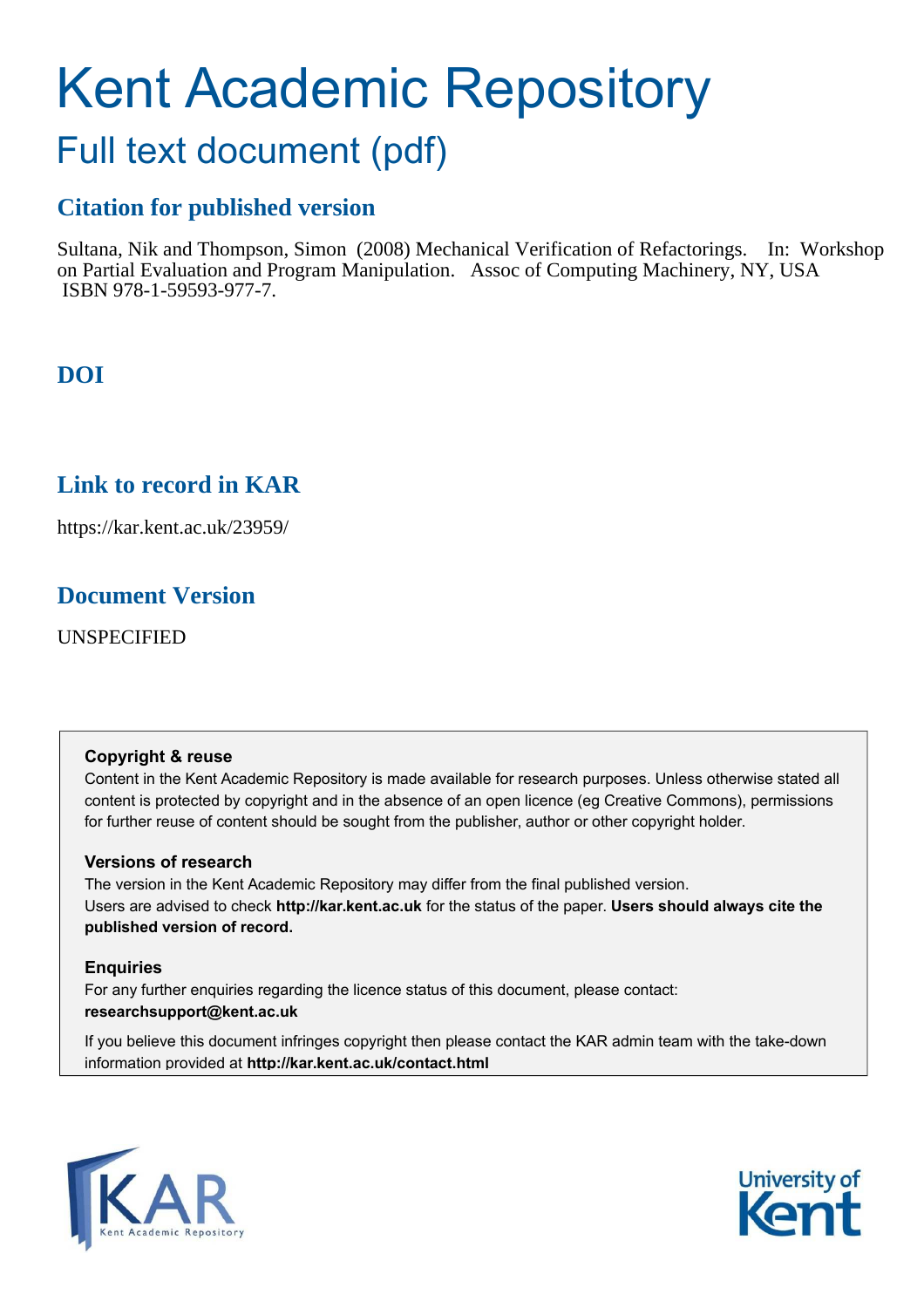# Kent Academic Repository

## Full text document (pdf)

### Citation for published version

Sultana, Nik and Thompson, Simon (2008) Mechanical Verification of Refactorings. In: Workshop on Partial Evaluation and Program Manipulation. Assoc of Computing Machinery, NY, USA ISBN 978-1-59593-977-7.

### DOI

### Link to record in KAR

https://kar.kent.ac.uk/23959/

### Document Version

UNSPECIFIED

**Copyright & reuse**

Content in the Kent Academic Repository is made available for research purposes. Unless otherwise stated all content is protected by copyright and in the absence of an open licence (eg Creative Commons), permissions for further reuse of content should be sought from the publisher, author or other copyright holder.

**Versions of research**

The version in the Kent Academic Repository may differ from the final published version. Users are advised to check **http://kar.kent.ac.uk** for the status of the paper. **Users should always cite the published version of record.**

**Enquiries**

For any further enquiries regarding the licence status of this document, please contact: **researchsupport@kent.ac.uk**

If you believe this document infringes copyright then please contact the KAR admin team with the take-down information provided at **http://kar.kent.ac.uk/contact.html**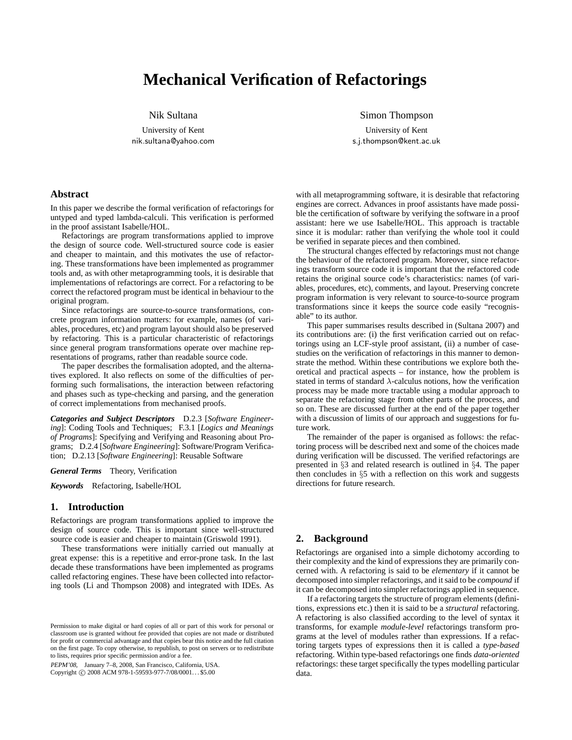# Mechanical Verification of Refactorings

Nik Sultana
University of Kent
nik.sultana@yahoo.com

Simon Thompson
University of Kent
s.j.thompson@kent.ac.uk

## Abstract

In this paper we describe the formal verification of refactorings for untyped and typed lambda-calculi. This verification is performed in the proof assistant Isabelle/HOL.

Refactorings are program transformations applied to improve the design of source code. Well-structured source code is easier and cheaper to maintain, and this motivates the use of refactoring. These transformations have been implemented as programmer tools and, as with other metaprogramming tools, it is desirable that implementations of refactorings are correct. For a refactoring to be correct the refactored program must be identical in behaviour to the original program.

Since refactorings are source-to-source transformations, concrete program information matters: for example, names (of variables, procedures, etc) and program layout should also be preserved by refactoring. This is a particular characteristic of refactorings since general program transformations operate over machine representations of programs, rather than readable source code.

The paper describes the formalisation adopted, and the alternatives explored. It also reflects on some of the difficulties of performing such formalisations, the interaction between refactoring and phases such as type-checking and parsing, and the generation of correct implementations from mechanised proofs.

***Categories and Subject Descriptors*** D.2.3 [*Software Engineering*]: Coding Tools and Techniques; F.3.1 [*Logics and Meanings of Programs*]: Specifying and Verifying and Reasoning about Programs; D.2.4 [*Software Engineering*]: Software/Program Verification; D.2.13 [*Software Engineering*]: Reusable Software

***General Terms*** Theory, Verification

***Keywords*** Refactoring, Isabelle/HOL

## 1. Introduction

Refactorings are program transformations applied to improve the design of source code. This is important since well-structured source code is easier and cheaper to maintain (Griswold 1991).

These transformations were initially carried out manually at great expense: this is a repetitive and error-prone task. In the last decade these transformations have been implemented as programs called refactoring engines. These have been collected into refactoring tools (Li and Thompson 2008) and integrated with IDEs. As with all metaprogramming software, it is desirable that refactoring engines are correct. Advances in proof assistants have made possible the certification of software by verifying the software in a proof assistant: here we use Isabelle/HOL. This approach is tractable since it is modular: rather than verifying the whole tool it could be verified in separate pieces and then combined.

The structural changes effected by refactorings must not change the behaviour of the refactored program. Moreover, since refactorings transform source code it is important that the refactored code retains the original source code's characteristics: names (of variables, procedures, etc), comments, and layout. Preserving concrete program information is very relevant to source-to-source program transformations since it keeps the source code easily "recognisable" to its author.

This paper summarises results described in (Sultana 2007) and its contributions are: (i) the first verification carried out on refactorings using an LCF-style proof assistant, (ii) a number of case-studies on the verification of refactorings in this manner to demonstrate the method. Within these contributions we explore both theoretical and practical aspects – for instance, how the problem is stated in terms of standard $\lambda$-calculus notions, how the verification process may be made more tractable using a modular approach to separate the refactoring stage from other parts of the process, and so on. These are discussed further at the end of the paper together with a discussion of limits of our approach and suggestions for future work.

The remainder of the paper is organised as follows: the refactoring process will be described next and some of the choices made during verification will be discussed. The verified refactorings are presented in §3 and related research is outlined in §4. The paper then concludes in §5 with a reflection on this work and suggests directions for future research.

## 2. Background

Refactorings are organised into a simple dichotomy according to their complexity and the kind of expressions they are primarily concerned with. A refactoring is said to be *elementary* if it cannot be decomposed into simpler refactorings, and it said to be *compound* if it can be decomposed into simpler refactorings applied in sequence.

If a refactoring targets the structure of program elements (definitions, expressions etc.) then it is said to be a *structural* refactoring. A refactoring is also classified according to the level of syntax it transforms, for example *module-level* refactorings transform programs at the level of modules rather than expressions. If a refactoring targets types of expressions then it is called a *type-based* refactoring. Within type-based refactorings one finds *data-oriented* refactorings: these target specifically the types modelling particular data.

Permission to make digital or hard copies of all or part of this work for personal or classroom use is granted without fee provided that copies are not made or distributed for profit or commercial advantage and that copies bear this notice and the full citation on the first page. To copy otherwise, to republish, to post on servers or to redistribute to lists, requires prior specific permission and/or a fee.

*PEPM'08,* January 7–8, 2008, San Francisco, California, USA.
Copyright © 2008 ACM 978-1-59593-977-7/08/0001... $5.00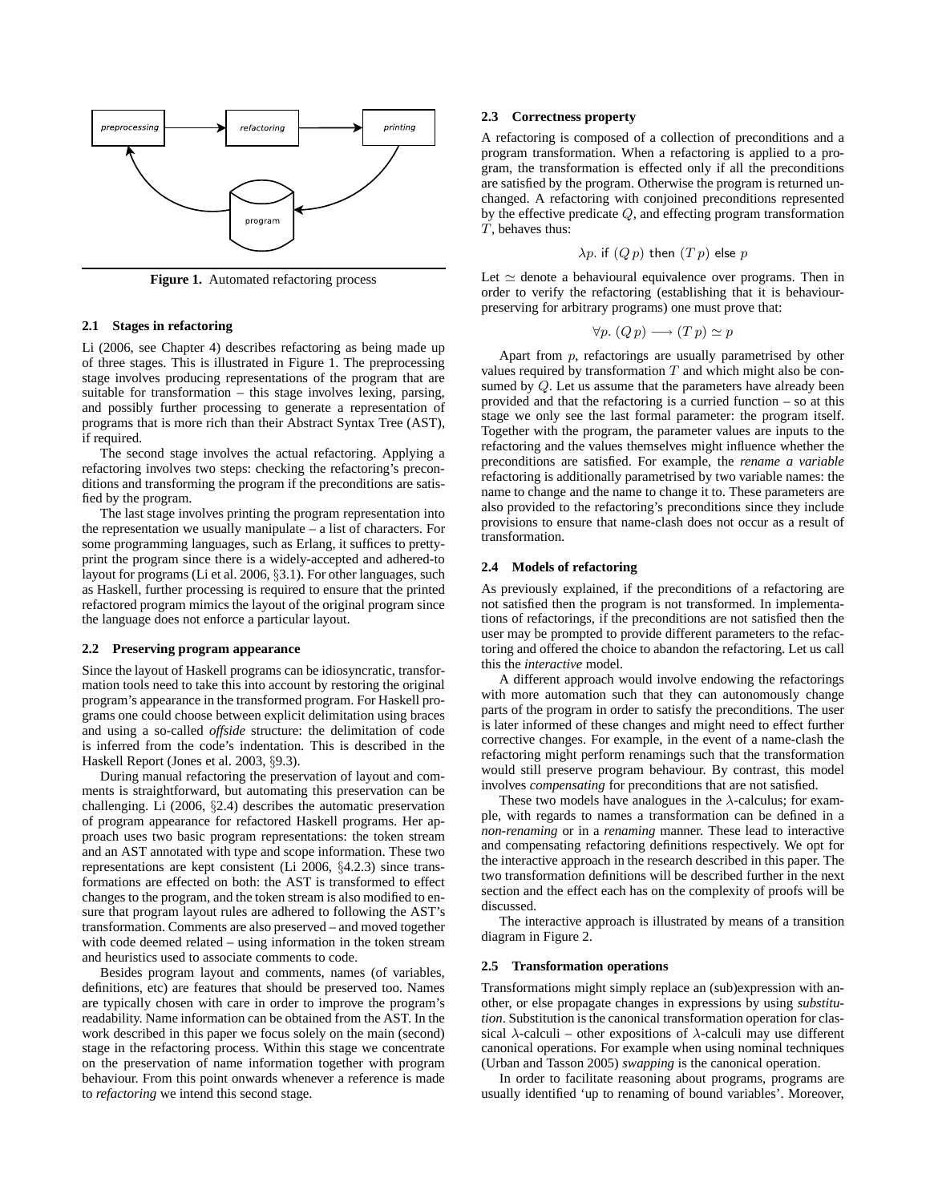preprocessing

refactoring

printing

program

Figure 1. Automated refactoring process

### 2.1 Stages in refactoring

Li (2006, see Chapter 4) describes refactoring as being made up of three stages. This is illustrated in Figure 1. The preprocessing stage involves producing representations of the program that are suitable for transformation – this stage involves lexing, parsing, and possibly further processing to generate a representation of programs that is more rich than their Abstract Syntax Tree (AST), if required.

The second stage involves the actual refactoring. Applying a refactoring involves two steps: checking the refactoring's preconditions and transforming the program if the preconditions are satisfied by the program.

The last stage involves printing the program representation into the representation we usually manipulate – a list of characters. For some programming languages, such as Erlang, it suffices to pretty-print the program since there is a widely-accepted and adhered-to layout for programs (Li et al. 2006, §3.1). For other languages, such as Haskell, further processing is required to ensure that the printed refactored program mimics the layout of the original program since the language does not enforce a particular layout.

### 2.2 Preserving program appearance

Since the layout of Haskell programs can be idiosyncratic, transformation tools need to take this into account by restoring the original program's appearance in the transformed program. For Haskell programs one could choose between explicit delimitation using braces and using a so-called *offside* structure: the delimitation of code is inferred from the code's indentation. This is described in the Haskell Report (Jones et al. 2003, §9.3).

During manual refactoring the preservation of layout and comments is straightforward, but automating this preservation can be challenging. Li (2006, §2.4) describes the automatic preservation of program appearance for refactored Haskell programs. Her approach uses two basic program representations: the token stream and an AST annotated with type and scope information. These two representations are kept consistent (Li 2006, §4.2.3) since transformations are effected on both: the AST is transformed to effect changes to the program, and the token stream is also modified to ensure that program layout rules are adhered to following the AST's transformation. Comments are also preserved – and moved together with code deemed related – using information in the token stream and heuristics used to associate comments to code.

Besides program layout and comments, names (of variables, definitions, etc) are features that should be preserved too. Names are typically chosen with care in order to improve the program's readability. Name information can be obtained from the AST. In the work described in this paper we focus solely on the main (second) stage in the refactoring process. Within this stage we concentrate on the preservation of name information together with program behaviour. From this point onwards whenever a reference is made to *refactoring* we intend this second stage.

### 2.3 Correctness property

A refactoring is composed of a collection of preconditions and a program transformation. When a refactoring is applied to a program, the transformation is effected only if all the preconditions are satisfied by the program. Otherwise the program is returned unchanged. A refactoring with conjoined preconditions represented by the effective predicate $Q$, and effecting program transformation $T$, behaves thus:

$$\lambda p.\ \mathsf{if}\ (Q\,p)\ \mathsf{then}\ (T\,p)\ \mathsf{else}\ p$$

Let $\simeq$ denote a behavioural equivalence over programs. Then in order to verify the refactoring (establishing that it is behaviour-preserving for arbitrary programs) one must prove that:

$$\forall p.\ (Q\,p) \longrightarrow (T\,p) \simeq p$$

Apart from $p$, refactorings are usually parametrised by other values required by transformation $T$ and which might also be consumed by $Q$. Let us assume that the parameters have already been provided and that the refactoring is a curried function – so at this stage we only see the last formal parameter: the program itself. Together with the program, the parameter values are inputs to the refactoring and the values themselves might influence whether the preconditions are satisfied. For example, the *rename a variable* refactoring is additionally parametrised by two variable names: the name to change and the name to change it to. These parameters are also provided to the refactoring's preconditions since they include provisions to ensure that name-clash does not occur as a result of transformation.

### 2.4 Models of refactoring

As previously explained, if the preconditions of a refactoring are not satisfied then the program is not transformed. In implementations of refactorings, if the preconditions are not satisfied then the user may be prompted to provide different parameters to the refactoring and offered the choice to abandon the refactoring. Let us call this the *interactive* model.

A different approach would involve endowing the refactorings with more automation such that they can autonomously change parts of the program in order to satisfy the preconditions. The user is later informed of these changes and might need to effect further corrective changes. For example, in the event of a name-clash the refactoring might perform renamings such that the transformation would still preserve program behaviour. By contrast, this model involves *compensating* for preconditions that are not satisfied.

These two models have analogues in the $\lambda$-calculus; for example, with regards to names a transformation can be defined in a *non-renaming* or in a *renaming* manner. These lead to interactive and compensating refactoring definitions respectively. We opt for the interactive approach in the research described in this paper. The two transformation definitions will be described further in the next section and the effect each has on the complexity of proofs will be discussed.

The interactive approach is illustrated by means of a transition diagram in Figure 2.

### 2.5 Transformation operations

Transformations might simply replace an (sub)expression with another, or else propagate changes in expressions by using *substitution*. Substitution is the canonical transformation operation for classical $\lambda$-calculi – other expositions of $\lambda$-calculi may use different canonical operations. For example when using nominal techniques (Urban and Tasson 2005) *swapping* is the canonical operation.

In order to facilitate reasoning about programs, programs are usually identified 'up to renaming of bound variables'. Moreover,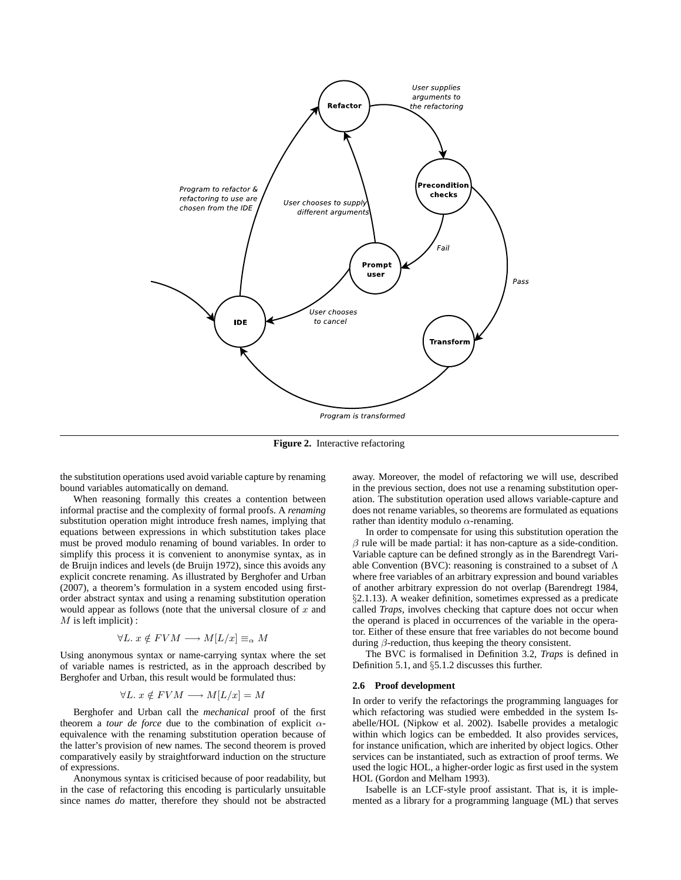**Figure 2.** Interactive refactoring

the substitution operations used avoid variable capture by renaming bound variables automatically on demand.

When reasoning formally this creates a contention between informal practise and the complexity of formal proofs. A *renaming* substitution operation might introduce fresh names, implying that equations between expressions in which substitution takes place must be proved modulo renaming of bound variables. In order to simplify this process it is convenient to anonymise syntax, as in de Bruijn indices and levels (de Bruijn 1972), since this avoids any explicit concrete renaming. As illustrated by Berghofer and Urban (2007), a theorem's formulation in a system encoded using first-order abstract syntax and using a renaming substitution operation would appear as follows (note that the universal closure of $x$ and $M$ is left implicit) :

$$\forall L.\ x \notin FV M \longrightarrow M[L/x] \equiv_\alpha M$$

Using anonymous syntax or name-carrying syntax where the set of variable names is restricted, as in the approach described by Berghofer and Urban, this result would be formulated thus:

$$\forall L.\ x \notin FV M \longrightarrow M[L/x] = M$$

Berghofer and Urban call the *mechanical* proof of the first theorem a *tour de force* due to the combination of explicit $\alpha$-equivalence with the renaming substitution operation because of the latter's provision of new names. The second theorem is proved comparatively easily by straightforward induction on the structure of expressions.

Anonymous syntax is criticised because of poor readability, but in the case of refactoring this encoding is particularly unsuitable since names *do* matter, therefore they should not be abstracted away. Moreover, the model of refactoring we will use, described in the previous section, does not use a renaming substitution operation. The substitution operation used allows variable-capture and does not rename variables, so theorems are formulated as equations rather than identity modulo $\alpha$-renaming.

In order to compensate for using this substitution operation the $\beta$ rule will be made partial: it has non-capture as a side-condition. Variable capture can be defined strongly as in the Barendregt Variable Convention (BVC): reasoning is constrained to a subset of $\Lambda$ where free variables of an arbitrary expression and bound variables of another arbitrary expression do not overlap (Barendregt 1984, §2.1.13). A weaker definition, sometimes expressed as a predicate called *Traps*, involves checking that capture does not occur when the operand is placed in occurrences of the variable in the operator. Either of these ensure that free variables do not become bound during $\beta$-reduction, thus keeping the theory consistent.

The BVC is formalised in Definition 3.2, *Traps* is defined in Definition 5.1, and §5.1.2 discusses this further.

### 2.6 Proof development

In order to verify the refactorings the programming languages for which refactoring was studied were embedded in the system Isabelle/HOL (Nipkow et al. 2002). Isabelle provides a metalogic within which logics can be embedded. It also provides services, for instance unification, which are inherited by object logics. Other services can be instantiated, such as extraction of proof terms. We used the logic HOL, a higher-order logic as first used in the system HOL (Gordon and Melham 1993).

Isabelle is an LCF-style proof assistant. That is, it is implemented as a library for a programming language (ML) that serves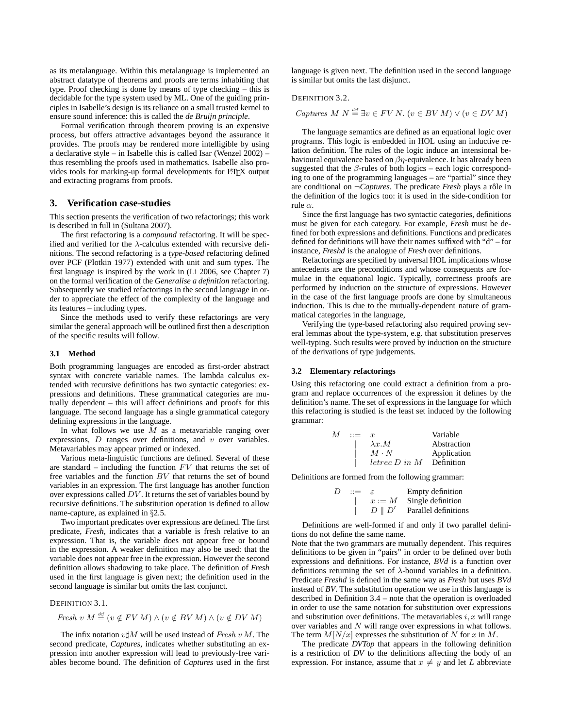as its metalanguage. Within this metalanguage is implemented an abstract datatype of theorems and proofs are terms inhabiting that type. Proof checking is done by means of type checking – this is decidable for the type system used by ML. One of the guiding principles in Isabelle's design is its reliance on a small trusted kernel to ensure sound inference: this is called the *de Bruijn principle*.

Formal verification through theorem proving is an expensive process, but offers attractive advantages beyond the assurance it provides. The proofs may be rendered more intelligible by using a declarative style – in Isabelle this is called Isar (Wenzel 2002) – thus resembling the proofs used in mathematics. Isabelle also provides tools for marking-up formal developments for LaTeX output and extracting programs from proofs.

## 3. Verification case-studies

This section presents the verification of two refactorings; this work is described in full in (Sultana 2007).

The first refactoring is a *compound* refactoring. It will be specified and verified for the $\lambda$-calculus extended with recursive definitions. The second refactoring is a *type-based* refactoring defined over PCF (Plotkin 1977) extended with unit and sum types. The first language is inspired by the work in (Li 2006, see Chapter 7) on the formal verification of the *Generalise a definition* refactoring. Subsequently we studied refactorings in the second language in order to appreciate the effect of the complexity of the language and its features – including types.

Since the methods used to verify these refactorings are very similar the general approach will be outlined first then a description of the specific results will follow.

### 3.1 Method

Both programming languages are encoded as first-order abstract syntax with concrete variable names. The lambda calculus extended with recursive definitions has two syntactic categories: expressions and definitions. These grammatical categories are mutually dependent – this will affect definitions and proofs for this language. The second language has a single grammatical category defining expressions in the language.

In what follows we use $M$ as a metavariable ranging over expressions, $D$ ranges over definitions, and $v$ over variables. Metavariables may appear primed or indexed.

Various meta-linguistic functions are defined. Several of these are standard – including the function $FV$ that returns the set of free variables and the function $BV$ that returns the set of bound variables in an expression. The first language has another function over expressions called $DV$. It returns the set of variables bound by recursive definitions. The substitution operation is defined to allow name-capture, as explained in §2.5.

Two important predicates over expressions are defined. The first predicate, *Fresh*, indicates that a variable is fresh relative to an expression. That is, the variable does not appear free or bound in the expression. A weaker definition may also be used: that the variable does not appear free in the expression. However the second definition allows shadowing to take place. The definition of *Fresh* used in the first language is given next; the definition used in the second language is similar but omits the last conjunct.

DEFINITION 3.1.

$$Fresh\ v\ M \stackrel{def}{=} (v \notin FV\ M) \wedge (v \notin BV\ M) \wedge (v \notin DV\ M)$$

The infix notation $v\sharp M$ will be used instead of $Fresh\ v\ M$. The second predicate, *Captures*, indicates whether substituting an expression into another expression will lead to previously-free variables become bound. The definition of *Captures* used in the first language is given next. The definition used in the second language is similar but omits the last disjunct.

DEFINITION 3.2.

$$Captures\ M\ N \stackrel{def}{=} \exists v \in FV\ N.\ (v \in BV\ M) \vee (v \in DV\ M)$$

The language semantics are defined as an equational logic over programs. This logic is embedded in HOL using an inductive relation definition. The rules of the logic induce an intensional behavioural equivalence based on $\beta\eta$-equivalence. It has already been suggested that the $\beta$-rules of both logics – each logic corresponding to one of the programming languages – are "partial" since they are conditional on $\neg$*Captures*. The predicate *Fresh* plays a rôle in the definition of the logics too: it is used in the side-condition for rule $\alpha$.

Since the first language has two syntactic categories, definitions must be given for each category. For example, *Fresh* must be defined for both expressions and definitions. Functions and predicates defined for definitions will have their names suffixed with "d" – for instance, *Freshd* is the analogue of *Fresh* over definitions.

Refactorings are specified by universal HOL implications whose antecedents are the preconditions and whose consequents are formulae in the equational logic. Typically, correctness proofs are performed by induction on the structure of expressions. However in the case of the first language proofs are done by simultaneous induction. This is due to the mutually-dependent nature of grammatical categories in the language,

Verifying the type-based refactoring also required proving several lemmas about the type-system, e.g. that substitution preserves well-typing. Such results were proved by induction on the structure of the derivations of type judgements.

### 3.2 Elementary refactorings

Using this refactoring one could extract a definition from a program and replace occurrences of the expression it defines by the definition's name. The set of expressions in the language for which this refactoring is studied is the least set induced by the following grammar:

$$
\begin{array}{lcll}
M & ::= & x & \text{Variable} \\
 & | & \lambda x.M & \text{Abstraction} \\
 & | & M \cdot N & \text{Application} \\
 & | & letrec\ D\ in\ M & \text{Definition}
\end{array}
$$

Definitions are formed from the following grammar:

$$
\begin{array}{lcll}
D & ::= & \varepsilon & \text{Empty definition} \\
 & | & x := M & \text{Single definition} \\
 & | & D \parallel D' & \text{Parallel definitions}
\end{array}
$$

Definitions are well-formed if and only if two parallel definitions do not define the same name.

Note that the two grammars are mutually dependent. This requires definitions to be given in "pairs" in order to be defined over both expressions and definitions. For instance, *BVd* is a function over definitions returning the set of $\lambda$-bound variables in a definition. Predicate *Freshd* is defined in the same way as *Fresh* but uses *BVd* instead of *BV*. The substitution operation we use in this language is described in Definition 3.4 – note that the operation is overloaded in order to use the same notation for substitution over expressions and substitution over definitions. The metavariables $i, x$ will range over variables and $N$ will range over expressions in what follows. The term $M[N/x]$ expresses the substitution of $N$ for $x$ in $M$.

The predicate *DVTop* that appears in the following definition is a restriction of *DV* to the definitions affecting the body of an expression. For instance, assume that $x \neq y$ and let $L$ abbreviate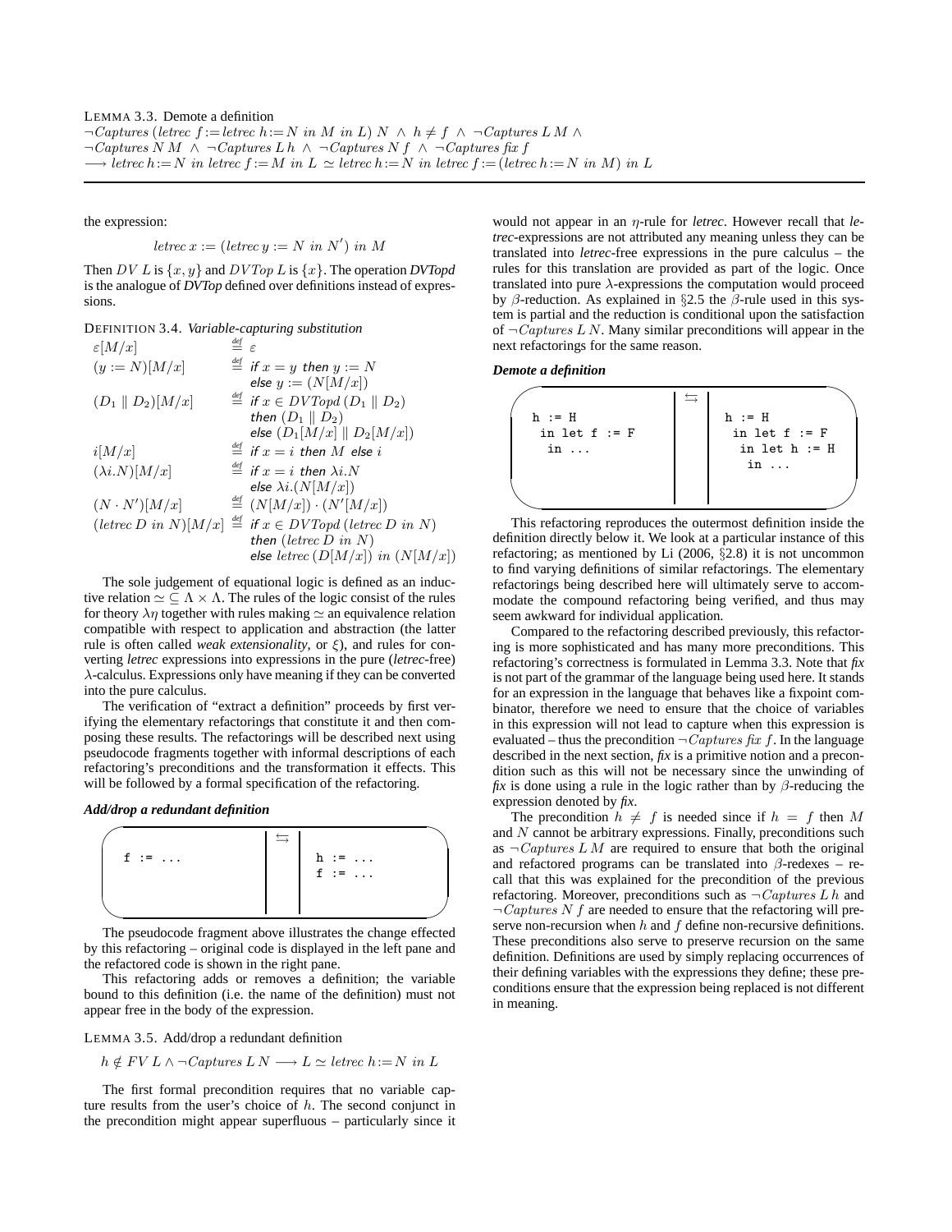LEMMA 3.3. Demote a definition
$\neg Captures\,(letrec\ f := letrec\ h := N\ in\ M\ in\ L)\ N\ \wedge\ h \neq f\ \wedge\ \neg Captures\ L\ M\ \wedge$
$\neg Captures\ N\ M\ \wedge\ \neg Captures\ L\ h\ \wedge\ \neg Captures\ N\ f\ \wedge\ \neg Captures\ fix\ f$
$\longrightarrow letrec\ h := N\ in\ letrec\ f := M\ in\ L \simeq letrec\ h := N\ in\ letrec\ f := (letrec\ h := N\ in\ M)\ in\ L$

the expression:

$$letrec\ x := (letrec\ y := N\ in\ N')\ in\ M$$

Then $DV\ L$ is $\{x, y\}$ and $DVTop\ L$ is $\{x\}$. The operation *DVTopd* is the analogue of *DVTop* defined over definitions instead of expressions.

DEFINITION 3.4. *Variable-capturing substitution*

$$
\begin{array}{lll}
\varepsilon[M/x] & \stackrel{def}{=} & \varepsilon \\
(y := N)[M/x] & \stackrel{def}{=} & \textit{if } x = y \textit{ then } y := N \\
 & & \textit{else } y := (N[M/x]) \\
(D_1 \parallel D_2)[M/x] & \stackrel{def}{=} & \textit{if } x \in DVTopd\,(D_1 \parallel D_2) \\
 & & \textit{then } (D_1 \parallel D_2) \\
 & & \textit{else } (D_1[M/x] \parallel D_2[M/x]) \\
i[M/x] & \stackrel{def}{=} & \textit{if } x = i \textit{ then } M \textit{ else } i \\
(\lambda i.N)[M/x] & \stackrel{def}{=} & \textit{if } x = i \textit{ then } \lambda i.N \\
 & & \textit{else } \lambda i.(N[M/x]) \\
(N \cdot N')[M/x] & \stackrel{def}{=} & (N[M/x]) \cdot (N'[M/x]) \\
(letrec\ D\ in\ N)[M/x] & \stackrel{def}{=} & \textit{if } x \in DVTopd\,(letrec\ D\ in\ N) \\
 & & \textit{then } (letrec\ D\ in\ N) \\
 & & \textit{else } letrec\,(D[M/x])\ in\ (N[M/x])
\end{array}
$$

The sole judgement of equational logic is defined as an inductive relation $\simeq\ \subseteq \Lambda \times \Lambda$. The rules of the logic consist of the rules for theory $\lambda\eta$ together with rules making $\simeq$ an equivalence relation compatible with respect to application and abstraction (the latter rule is often called *weak extensionality*, or $\xi$), and rules for converting *letrec* expressions into expressions in the pure (*letrec*-free) $\lambda$-calculus. Expressions only have meaning if they can be converted into the pure calculus.

The verification of "extract a definition" proceeds by first verifying the elementary refactorings that constitute it and then composing these results. The refactorings will be described next using pseudocode fragments together with informal descriptions of each refactoring's preconditions and the transformation it effects. This will be followed by a formal specification of the refactoring.

***Add/drop a redundant definition***

| ``f := ...`` | ⇆ | ``h := ...``<br>``f := ...`` |
|---|---|---|

The pseudocode fragment above illustrates the change effected by this refactoring – original code is displayed in the left pane and the refactored code is shown in the right pane.

This refactoring adds or removes a definition; the variable bound to this definition (i.e. the name of the definition) must not appear free in the body of the expression.

LEMMA 3.5. Add/drop a redundant definition

$$h \notin FV\ L \wedge \neg Captures\ L\ N \longrightarrow L \simeq letrec\ h := N\ in\ L$$

The first formal precondition requires that no variable capture results from the user's choice of $h$. The second conjunct in the precondition might appear superfluous – particularly since it would not appear in an $\eta$-rule for *letrec*. However recall that *letrec*-expressions are not attributed any meaning unless they can be translated into *letrec*-free expressions in the pure calculus – the rules for this translation are provided as part of the logic. Once translated into pure $\lambda$-expressions the computation would proceed by $\beta$-reduction. As explained in §2.5 the $\beta$-rule used in this system is partial and the reduction is conditional upon the satisfaction of $\neg Captures\ L\ N$. Many similar preconditions will appear in the next refactorings for the same reason.

***Demote a definition***

| ``h := H``<br>`` in let f := F``<br>``  in ...`` | ⇆ | ``h := H``<br>`` in let f := F``<br>``  in let h := H``<br>``   in ...`` |
|---|---|---|

This refactoring reproduces the outermost definition inside the definition directly below it. We look at a particular instance of this refactoring; as mentioned by Li (2006, §2.8) it is not uncommon to find varying definitions of similar refactorings. The elementary refactorings being described here will ultimately serve to accommodate the compound refactoring being verified, and thus may seem awkward for individual application.

Compared to the refactoring described previously, this refactoring is more sophisticated and has many more preconditions. This refactoring's correctness is formulated in Lemma 3.3. Note that *fix* is not part of the grammar of the language being used here. It stands for an expression in the language that behaves like a fixpoint combinator, therefore we need to ensure that the choice of variables in this expression will not lead to capture when this expression is evaluated – thus the precondition $\neg Captures\ fix\ f$. In the language described in the next section, *fix* is a primitive notion and a precondition such as this will not be necessary since the unwinding of *fix* is done using a rule in the logic rather than by $\beta$-reducing the expression denoted by *fix*.

The precondition $h \neq f$ is needed since if $h = f$ then $M$ and $N$ cannot be arbitrary expressions. Finally, preconditions such as $\neg Captures\ L\ M$ are required to ensure that both the original and refactored programs can be translated into $\beta$-redexes – recall that this was explained for the precondition of the previous refactoring. Moreover, preconditions such as $\neg Captures\ L\ h$ and $\neg Captures\ N\ f$ are needed to ensure that the refactoring will preserve non-recursion when $h$ and $f$ define non-recursive definitions. These preconditions also serve to preserve recursion on the same definition. Definitions are used by simply replacing occurrences of their defining variables with the expressions they define; these preconditions ensure that the expression being replaced is not different in meaning.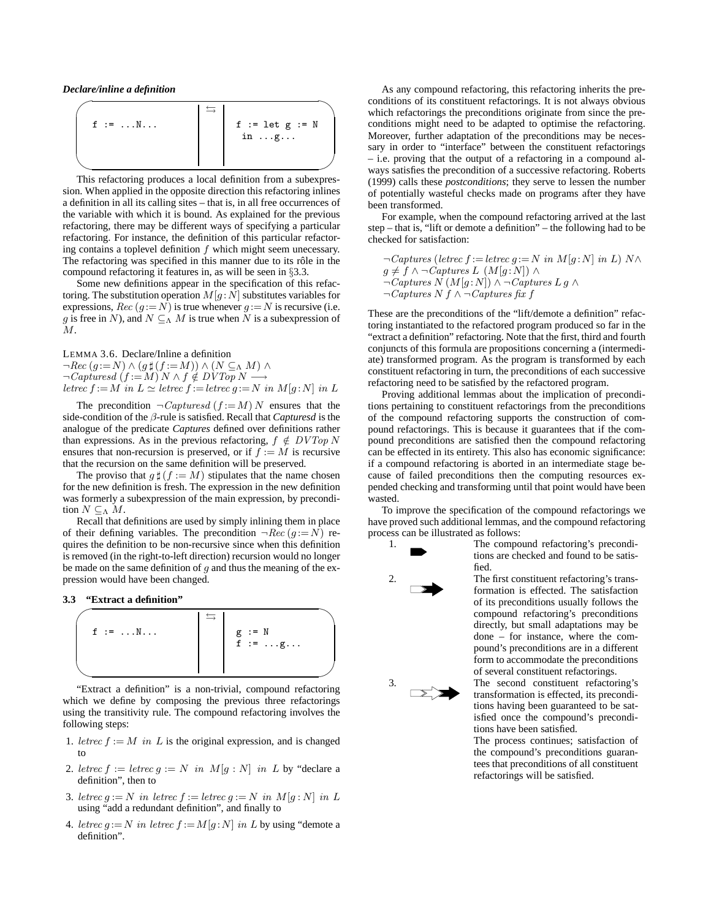***Declare/inline a definition***

```
f := ...N...          ⇆     f := let g := N
                              in ...g...
```

This refactoring produces a local definition from a subexpression. When applied in the opposite direction this refactoring inlines a definition in all its calling sites – that is, in all free occurrences of the variable with which it is bound. As explained for the previous refactoring, there may be different ways of specifying a particular refactoring. For instance, the definition of this particular refactoring contains a toplevel definition $f$ which might seem unecessary. The refactoring was specified in this manner due to its rôle in the compound refactoring it features in, as will be seen in §3.3.

Some new definitions appear in the specification of this refactoring. The substitution operation $M[g\!:\!N]$ substitutes variables for expressions, $Rec\,(g\!:=\!N)$ is true whenever $g\!:=\!N$ is recursive (i.e. $g$ is free in $N$), and $N \subseteq_\Lambda M$ is true when $N$ is a subexpression of $M$.

LEMMA 3.6. Declare/Inline a definition
$\neg Rec\,(g\!:=\!N) \wedge (g \sharp (f\!:=\!M)) \wedge (N \subseteq_\Lambda M) \wedge$
$\neg Capturesd\,(f\!:=\!M)\,N \wedge f \notin DVTop\,N \longrightarrow$
$letrec\; f\!:=\!M\; in\; L \simeq letrec\; f\!:=\!letrec\; g\!:=\!N\; in\; M[g\!:\!N]\; in\; L$

The precondition $\neg Capturesd\,(f\!:=\!M)\,N$ ensures that the side-condition of the $\beta$-rule is satisfied. Recall that *Capturesd* is the analogue of the predicate *Captures* defined over definitions rather than expressions. As in the previous refactoring, $f \notin DVTop\,N$ ensures that non-recursion is preserved, or if $f := M$ is recursive that the recursion on the same definition will be preserved.

The proviso that $g \sharp (f := M)$ stipulates that the name chosen for the new definition is fresh. The expression in the new definition was formerly a subexpression of the main expression, by precondition $N \subseteq_\Lambda M$.

Recall that definitions are used by simply inlining them in place of their defining variables. The precondition $\neg Rec\,(g\!:=\!N)$ requires the definition to be non-recursive since when this definition is removed (in the right-to-left direction) recursion would no longer be made on the same definition of $g$ and thus the meaning of the expression would have been changed.

### 3.3 "Extract a definition"

```
f := ...N...          ⇆     g := N
                            f := ...g...
```

"Extract a definition" is a non-trivial, compound refactoring which we define by composing the previous three refactorings using the transitivity rule. The compound refactoring involves the following steps:

1. $letrec\; f := M\;\; in\;\; L$ is the original expression, and is changed to
2. $letrec\; f := letrec\; g := N\;\; in\;\; M[g : N]\;\; in\;\; L$ by "declare a definition", then to
3. $letrec\; g\!:=\!N\; in\; letrec\; f\!:=\!letrec\; g\!:=\!N\; in\; M[g\!:\!N]\; in\; L$ using "add a redundant definition", and finally to
4. $letrec\; g\!:=\!N\; in\; letrec\; f\!:=\!M[g\!:\!N]\; in\; L$ by using "demote a definition".

As any compound refactoring, this refactoring inherits the preconditions of its constituent refactorings. It is not always obvious which refactorings the preconditions originate from since the preconditions might need to be adapted to optimise the refactoring. Moreover, further adaptation of the preconditions may be necessary in order to "interface" between the constituent refactorings – i.e. proving that the output of a refactoring in a compound always satisfies the precondition of a successive refactoring. Roberts (1999) calls these *postconditions*; they serve to lessen the number of potentially wasteful checks made on programs after they have been transformed.

For example, when the compound refactoring arrived at the last step – that is, "lift or demote a definition" – the following had to be checked for satisfaction:

$$
\begin{aligned}
&\neg Captures\,(letrec\; f\!:=\!letrec\; g\!:=\!N\; in\; M[g\!:\!N]\; in\; L)\; N \wedge \\
&g \neq f \wedge \neg Captures\; L\;\; (M[g\!:\!N]) \wedge \\
&\neg Captures\; N\; (M[g\!:\!N]) \wedge \neg Captures\; L\; g \wedge \\
&\neg Captures\; N\; f \wedge \neg Captures\; fix\; f
\end{aligned}
$$

These are the preconditions of the "lift/demote a definition" refactoring instantiated to the refactored program produced so far in the "extract a definition" refactoring. Note that the first, third and fourth conjuncts of this formula are propositions concerning a (intermediate) transformed program. As the program is transformed by each constituent refactoring in turn, the preconditions of each successive refactoring need to be satisfied by the refactored program.

Proving additional lemmas about the implication of preconditions pertaining to constituent refactorings from the preconditions of the compound refactoring supports the construction of compound refactorings. This is because it guarantees that if the compound preconditions are satisfied then the compound refactoring can be effected in its entirety. This also has economic significance: if a compound refactoring is aborted in an intermediate stage because of failed preconditions then the computing resources expended checking and transforming until that point would have been wasted.

To improve the specification of the compound refactorings we have proved such additional lemmas, and the compound refactoring process can be illustrated as follows:

1. The compound refactoring's preconditions are checked and found to be satisfied.
2. The first constituent refactoring's transformation is effected. The satisfaction of its preconditions usually follows the compound refactoring's preconditions directly, but small adaptations may be done – for instance, where the compound's preconditions are in a different form to accommodate the preconditions of several constituent refactorings.
3. The second constituent refactoring's transformation is effected, its preconditions having been guaranteed to be satisfied once the compound's preconditions have been satisfied.

The process continues; satisfaction of the compound's preconditions guarantees that preconditions of all constituent refactorings will be satisfied.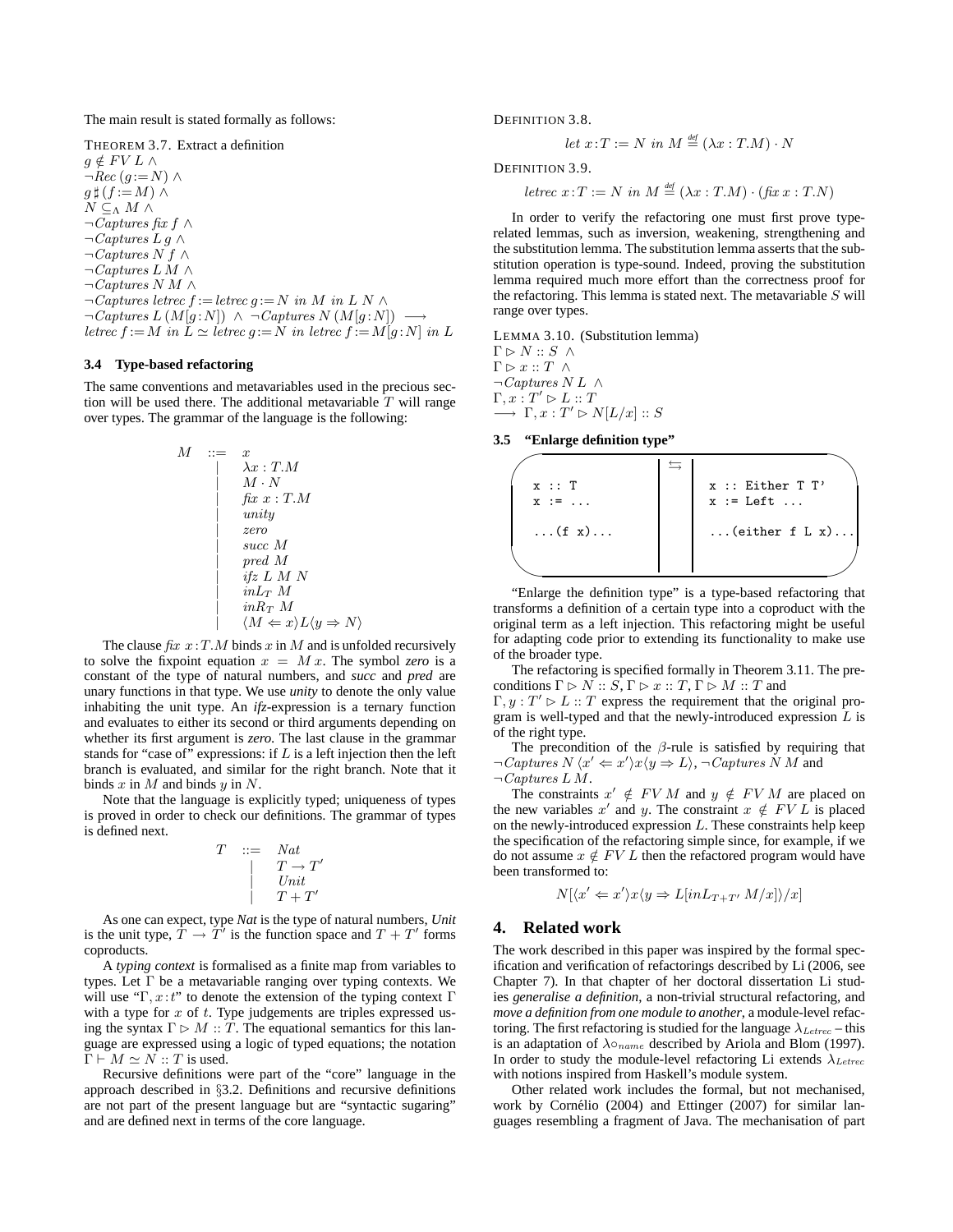The main result is stated formally as follows:

THEOREM 3.7. Extract a definition

$g \notin FV\ L\ \wedge$
$\neg Rec\ (g := N)\ \wedge$
$g \sharp (f := M)\ \wedge$
$N \subseteq_\Lambda M\ \wedge$
$\neg Captures\ \mathit{fix}\ f\ \wedge$
$\neg Captures\ L\ g\ \wedge$
$\neg Captures\ N\ f\ \wedge$
$\neg Captures\ L\ M\ \wedge$
$\neg Captures\ N\ M\ \wedge$
$\neg Captures\ \mathit{letrec}\ f := \mathit{letrec}\ g := N\ \mathit{in}\ M\ \mathit{in}\ L\ N\ \wedge$
$\neg Captures\ L\ (M[g:N])\ \wedge\ \neg Captures\ N\ (M[g:N])\ \longrightarrow$
$\mathit{letrec}\ f := M\ \mathit{in}\ L \simeq \mathit{letrec}\ g := N\ \mathit{in}\ \mathit{letrec}\ f := M[g:N]\ \mathit{in}\ L$

### 3.4 Type-based refactoring

The same conventions and metavariables used in the precious section will be used there. The additional metavariable $T$ will range over types. The grammar of the language is the following:

$$
\begin{array}{rcl}
M & ::= & x \\
& | & \lambda x : T.M \\
& | & M \cdot N \\
& | & \mathit{fix}\ x : T.M \\
& | & \mathit{unity} \\
& | & \mathit{zero} \\
& | & \mathit{succ}\ M \\
& | & \mathit{pred}\ M \\
& | & \mathit{ifz}\ L\ M\ N \\
& | & \mathit{inL}_T\ M \\
& | & \mathit{inR}_T\ M \\
& | & \langle M \Leftarrow x \rangle L \langle y \Rightarrow N \rangle
\end{array}
$$

The clause $\mathit{fix}\ x : T.M$ binds $x$ in $M$ and is unfolded recursively to solve the fixpoint equation $x = M\,x$. The symbol *zero* is a constant of the type of natural numbers, and *succ* and *pred* are unary functions in that type. We use *unity* to denote the only value inhabiting the unit type. An *ifz*-expression is a ternary function and evaluates to either its second or third arguments depending on whether its first argument is *zero*. The last clause in the grammar stands for "case of" expressions: if $L$ is a left injection then the left branch is evaluated, and similar for the right branch. Note that it binds $x$ in $M$ and binds $y$ in $N$.

Note that the language is explicitly typed; uniqueness of types is proved in order to check our definitions. The grammar of types is defined next.

$$
\begin{array}{rcl}
T & ::= & Nat \\
& | & T \rightarrow T' \\
& | & Unit \\
& | & T + T'
\end{array}
$$

As one can expect, type *Nat* is the type of natural numbers, *Unit* is the unit type, $T \rightarrow T'$ is the function space and $T + T'$ forms coproducts.

A *typing context* is formalised as a finite map from variables to types. Let $\Gamma$ be a metavariable ranging over typing contexts. We will use "$\Gamma, x : t$" to denote the extension of the typing context $\Gamma$ with a type for $x$ of $t$. Type judgements are triples expressed using the syntax $\Gamma \rhd M :: T$. The equational semantics for this language are expressed using a logic of typed equations; the notation $\Gamma \vdash M \simeq N :: T$ is used.

Recursive definitions were part of the "core" language in the approach described in §3.2. Definitions and recursive definitions are not part of the present language but are "syntactic sugaring" and are defined next in terms of the core language.

DEFINITION 3.8.

$$\mathit{let}\ x : T := N\ \mathit{in}\ M \stackrel{\mathit{def}}{=} (\lambda x : T.M) \cdot N$$

DEFINITION 3.9.

$$\mathit{letrec}\ x : T := N\ \mathit{in}\ M \stackrel{\mathit{def}}{=} (\lambda x : T.M) \cdot (\mathit{fix}\ x : T.N)$$

In order to verify the refactoring one must first prove type-related lemmas, such as inversion, weakening, strengthening and the substitution lemma. The substitution lemma asserts that the substitution operation is type-sound. Indeed, proving the substitution lemma required much more effort than the correctness proof for the refactoring. This lemma is stated next. The metavariable $S$ will range over types.

LEMMA 3.10. (Substitution lemma)

$\Gamma \rhd N :: S\ \wedge$
$\Gamma \rhd x :: T\ \wedge$
$\neg Captures\ N\ L\ \wedge$
$\Gamma, x : T' \rhd L :: T$
$\longrightarrow\ \Gamma, x : T' \rhd N[L/x] :: S$

### 3.5 "Enlarge definition type"

| | ⇆ | |
|---|---|---|
| `x :: T`<br>`x := ...`<br><br>`...(f x)...` | | `x :: Either T T'`<br>`x := Left ...`<br><br>`...(either f L x)...` |

"Enlarge the definition type" is a type-based refactoring that transforms a definition of a certain type into a coproduct with the original term as a left injection. This refactoring might be useful for adapting code prior to extending its functionality to make use of the broader type.

The refactoring is specified formally in Theorem 3.11. The preconditions $\Gamma \rhd N :: S$, $\Gamma \rhd x :: T$, $\Gamma \rhd M :: T$ and $\Gamma, y : T' \rhd L :: T$ express the requirement that the original program is well-typed and that the newly-introduced expression $L$ is of the right type.

The precondition of the $\beta$-rule is satisfied by requiring that $\neg Captures\ N\ \langle x' \Leftarrow x' \rangle x \langle y \Rightarrow L \rangle$, $\neg Captures\ N\ M$ and $\neg Captures\ L\ M$.

The constraints $x' \notin FV\ M$ and $y \notin FV\ M$ are placed on the new variables $x'$ and $y$. The constraint $x \notin FV\ L$ is placed on the newly-introduced expression $L$. These constraints help keep the specification of the refactoring simple since, for example, if we do not assume $x \notin FV\ L$ then the refactored program would have been transformed to:

$$N[\langle x' \Leftarrow x' \rangle x \langle y \Rightarrow L[\mathit{inL}_{T+T'}\ M/x] \rangle / x]$$

## 4. Related work

The work described in this paper was inspired by the formal specification and verification of refactorings described by Li (2006, see Chapter 7). In that chapter of her doctoral dissertation Li studies *generalise a definition*, a non-trivial structural refactoring, and *move a definition from one module to another*, a module-level refactoring. The first refactoring is studied for the language $\lambda_{Letrec}$ – this is an adaptation of $\lambda \circ_{name}$ described by Ariola and Blom (1997). In order to study the module-level refactoring Li extends $\lambda_{Letrec}$ with notions inspired from Haskell's module system.

Other related work includes the formal, but not mechanised, work by Cornélio (2004) and Ettinger (2007) for similar languages resembling a fragment of Java. The mechanisation of part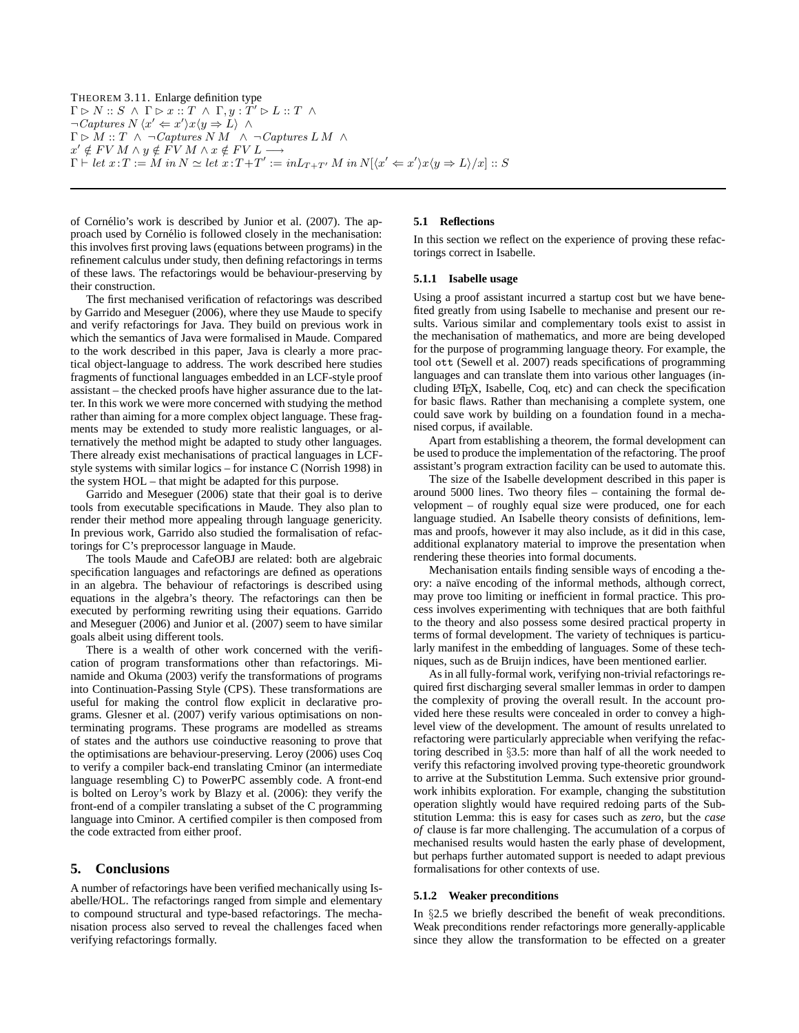THEOREM 3.11. Enlarge definition type

$$\Gamma \rhd N :: S \ \wedge\ \Gamma \rhd x :: T \ \wedge\ \Gamma, y : T' \rhd L :: T \ \wedge$$
$$\neg Captures\ N \ \langle x' \Leftarrow x' \rangle x \langle y \Rightarrow L \rangle \ \wedge$$
$$\Gamma \rhd M :: T \ \wedge\ \neg Captures\ N\ M \ \ \wedge\ \neg Captures\ L\ M \ \wedge$$
$$x' \notin FV\ M \wedge y \notin FV\ M \wedge x \notin FV\ L \longrightarrow$$
$$\Gamma \vdash let\ x{:}T := M\ in\ N \simeq let\ x{:}T{+}T' := inL_{T+T'}\ M\ in\ N[\langle x' \Leftarrow x' \rangle x \langle y \Rightarrow L \rangle / x] :: S$$

of Cornélio's work is described by Junior et al. (2007). The approach used by Cornélio is followed closely in the mechanisation: this involves first proving laws (equations between programs) in the refinement calculus under study, then defining refactorings in terms of these laws. The refactorings would be behaviour-preserving by their construction.

The first mechanised verification of refactorings was described by Garrido and Meseguer (2006), where they use Maude to specify and verify refactorings for Java. They build on previous work in which the semantics of Java were formalised in Maude. Compared to the work described in this paper, Java is clearly a more practical object-language to address. The work described here studies fragments of functional languages embedded in an LCF-style proof assistant – the checked proofs have higher assurance due to the latter. In this work we were more concerned with studying the method rather than aiming for a more complex object language. These fragments may be extended to study more realistic languages, or alternatively the method might be adapted to study other languages. There already exist mechanisations of practical languages in LCF-style systems with similar logics – for instance C (Norrish 1998) in the system HOL – that might be adapted for this purpose.

Garrido and Meseguer (2006) state that their goal is to derive tools from executable specifications in Maude. They also plan to render their method more appealing through language genericity. In previous work, Garrido also studied the formalisation of refactorings for C's preprocessor language in Maude.

The tools Maude and CafeOBJ are related: both are algebraic specification languages and refactorings are defined as operations in an algebra. The behaviour of refactorings is described using equations in the algebra's theory. The refactorings can then be executed by performing rewriting using their equations. Garrido and Meseguer (2006) and Junior et al. (2007) seem to have similar goals albeit using different tools.

There is a wealth of other work concerned with the verification of program transformations other than refactorings. Minamide and Okuma (2003) verify the transformations of programs into Continuation-Passing Style (CPS). These transformations are useful for making the control flow explicit in declarative programs. Glesner et al. (2007) verify various optimisations on non-terminating programs. These programs are modelled as streams of states and the authors use coinductive reasoning to prove that the optimisations are behaviour-preserving. Leroy (2006) uses Coq to verify a compiler back-end translating Cminor (an intermediate language resembling C) to PowerPC assembly code. A front-end is bolted on Leroy's work by Blazy et al. (2006): they verify the front-end of a compiler translating a subset of the C programming language into Cminor. A certified compiler is then composed from the code extracted from either proof.

# 5. Conclusions

A number of refactorings have been verified mechanically using Isabelle/HOL. The refactorings ranged from simple and elementary to compound structural and type-based refactorings. The mechanisation process also served to reveal the challenges faced when verifying refactorings formally.

## 5.1 Reflections

In this section we reflect on the experience of proving these refactorings correct in Isabelle.

### 5.1.1 Isabelle usage

Using a proof assistant incurred a startup cost but we have benefited greatly from using Isabelle to mechanise and present our results. Various similar and complementary tools exist to assist in the mechanisation of mathematics, and more are being developed for the purpose of programming language theory. For example, the tool `ott` (Sewell et al. 2007) reads specifications of programming languages and can translate them into various other languages (including LaTeX, Isabelle, Coq, etc) and can check the specification for basic flaws. Rather than mechanising a complete system, one could save work by building on a foundation found in a mechanised corpus, if available.

Apart from establishing a theorem, the formal development can be used to produce the implementation of the refactoring. The proof assistant's program extraction facility can be used to automate this.

The size of the Isabelle development described in this paper is around 5000 lines. Two theory files – containing the formal development – of roughly equal size were produced, one for each language studied. An Isabelle theory consists of definitions, lemmas and proofs, however it may also include, as it did in this case, additional explanatory material to improve the presentation when rendering these theories into formal documents.

Mechanisation entails finding sensible ways of encoding a theory: a naïve encoding of the informal methods, although correct, may prove too limiting or inefficient in formal practice. This process involves experimenting with techniques that are both faithful to the theory and also possess some desired practical property in terms of formal development. The variety of techniques is particularly manifest in the embedding of languages. Some of these techniques, such as de Bruijn indices, have been mentioned earlier.

As in all fully-formal work, verifying non-trivial refactorings required first discharging several smaller lemmas in order to dampen the complexity of proving the overall result. In the account provided here these results were concealed in order to convey a high-level view of the development. The amount of results unrelated to refactoring were particularly appreciable when verifying the refactoring described in §3.5: more than half of all the work needed to verify this refactoring involved proving type-theoretic groundwork to arrive at the Substitution Lemma. Such extensive prior groundwork inhibits exploration. For example, changing the substitution operation slightly would have required redoing parts of the Substitution Lemma: this is easy for cases such as *zero*, but the *case of* clause is far more challenging. The accumulation of a corpus of mechanised results would hasten the early phase of development, but perhaps further automated support is needed to adapt previous formalisations for other contexts of use.

### 5.1.2 Weaker preconditions

In §2.5 we briefly described the benefit of weak preconditions. Weak preconditions render refactorings more generally-applicable since they allow the transformation to be effected on a greater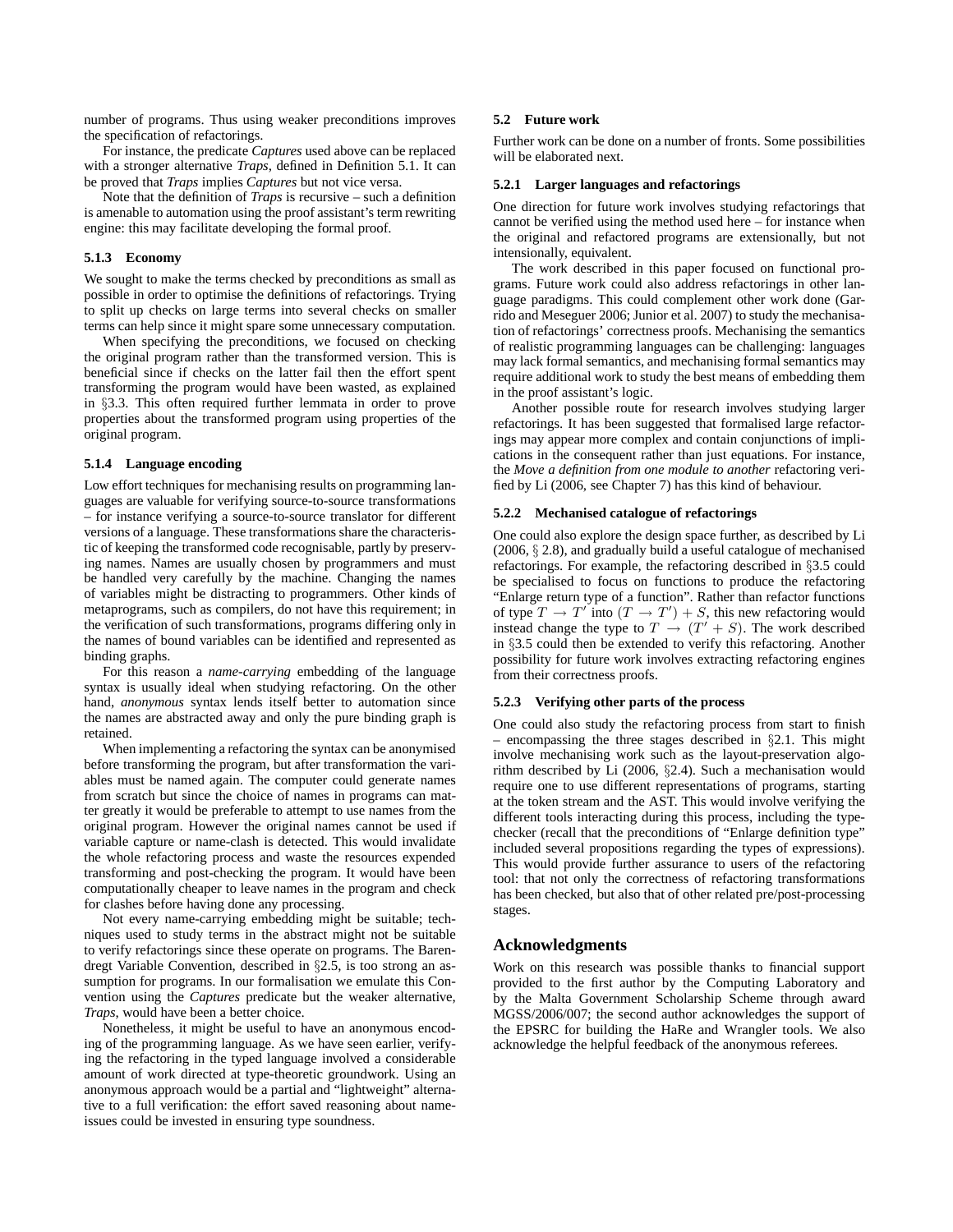number of programs. Thus using weaker preconditions improves the specification of refactorings.

For instance, the predicate *Captures* used above can be replaced with a stronger alternative *Traps*, defined in Definition 5.1. It can be proved that *Traps* implies *Captures* but not vice versa.

Note that the definition of *Traps* is recursive – such a definition is amenable to automation using the proof assistant's term rewriting engine: this may facilitate developing the formal proof.

#### 5.1.3 Economy

We sought to make the terms checked by preconditions as small as possible in order to optimise the definitions of refactorings. Trying to split up checks on large terms into several checks on smaller terms can help since it might spare some unnecessary computation.

When specifying the preconditions, we focused on checking the original program rather than the transformed version. This is beneficial since if checks on the latter fail then the effort spent transforming the program would have been wasted, as explained in §3.3. This often required further lemmata in order to prove properties about the transformed program using properties of the original program.

#### 5.1.4 Language encoding

Low effort techniques for mechanising results on programming languages are valuable for verifying source-to-source transformations – for instance verifying a source-to-source translator for different versions of a language. These transformations share the characteristic of keeping the transformed code recognisable, partly by preserving names. Names are usually chosen by programmers and must be handled very carefully by the machine. Changing the names of variables might be distracting to programmers. Other kinds of metaprograms, such as compilers, do not have this requirement; in the verification of such transformations, programs differing only in the names of bound variables can be identified and represented as binding graphs.

For this reason a *name-carrying* embedding of the language syntax is usually ideal when studying refactoring. On the other hand, *anonymous* syntax lends itself better to automation since the names are abstracted away and only the pure binding graph is retained.

When implementing a refactoring the syntax can be anonymised before transforming the program, but after transformation the variables must be named again. The computer could generate names from scratch but since the choice of names in programs can matter greatly it would be preferable to attempt to use names from the original program. However the original names cannot be used if variable capture or name-clash is detected. This would invalidate the whole refactoring process and waste the resources expended transforming and post-checking the program. It would have been computationally cheaper to leave names in the program and check for clashes before having done any processing.

Not every name-carrying embedding might be suitable; techniques used to study terms in the abstract might not be suitable to verify refactorings since these operate on programs. The Barendregt Variable Convention, described in §2.5, is too strong an assumption for programs. In our formalisation we emulate this Convention using the *Captures* predicate but the weaker alternative, *Traps*, would have been a better choice.

Nonetheless, it might be useful to have an anonymous encoding of the programming language. As we have seen earlier, verifying the refactoring in the typed language involved a considerable amount of work directed at type-theoretic groundwork. Using an anonymous approach would be a partial and "lightweight" alternative to a full verification: the effort saved reasoning about name-issues could be invested in ensuring type soundness.

### 5.2 Future work

Further work can be done on a number of fronts. Some possibilities will be elaborated next.

#### 5.2.1 Larger languages and refactorings

One direction for future work involves studying refactorings that cannot be verified using the method used here – for instance when the original and refactored programs are extensionally, but not intensionally, equivalent.

The work described in this paper focused on functional programs. Future work could also address refactorings in other language paradigms. This could complement other work done (Garrido and Meseguer 2006; Junior et al. 2007) to study the mechanisation of refactorings' correctness proofs. Mechanising the semantics of realistic programming languages can be challenging: languages may lack formal semantics, and mechanising formal semantics may require additional work to study the best means of embedding them in the proof assistant's logic.

Another possible route for research involves studying larger refactorings. It has been suggested that formalised large refactorings may appear more complex and contain conjunctions of implications in the consequent rather than just equations. For instance, the *Move a definition from one module to another* refactoring verified by Li (2006, see Chapter 7) has this kind of behaviour.

#### 5.2.2 Mechanised catalogue of refactorings

One could also explore the design space further, as described by Li (2006, § 2.8), and gradually build a useful catalogue of mechanised refactorings. For example, the refactoring described in §3.5 could be specialised to focus on functions to produce the refactoring "Enlarge return type of a function". Rather than refactor functions of type $T \to T'$ into $(T \to T') + S$, this new refactoring would instead change the type to $T \to (T' + S)$. The work described in §3.5 could then be extended to verify this refactoring. Another possibility for future work involves extracting refactoring engines from their correctness proofs.

#### 5.2.3 Verifying other parts of the process

One could also study the refactoring process from start to finish – encompassing the three stages described in §2.1. This might involve mechanising work such as the layout-preservation algorithm described by Li (2006, §2.4). Such a mechanisation would require one to use different representations of programs, starting at the token stream and the AST. This would involve verifying the different tools interacting during this process, including the type-checker (recall that the preconditions of "Enlarge definition type" included several propositions regarding the types of expressions). This would provide further assurance to users of the refactoring tool: that not only the correctness of refactoring transformations has been checked, but also that of other related pre/post-processing stages.

## Acknowledgments

Work on this research was possible thanks to financial support provided to the first author by the Computing Laboratory and by the Malta Government Scholarship Scheme through award MGSS/2006/007; the second author acknowledges the support of the EPSRC for building the HaRe and Wrangler tools. We also acknowledge the helpful feedback of the anonymous referees.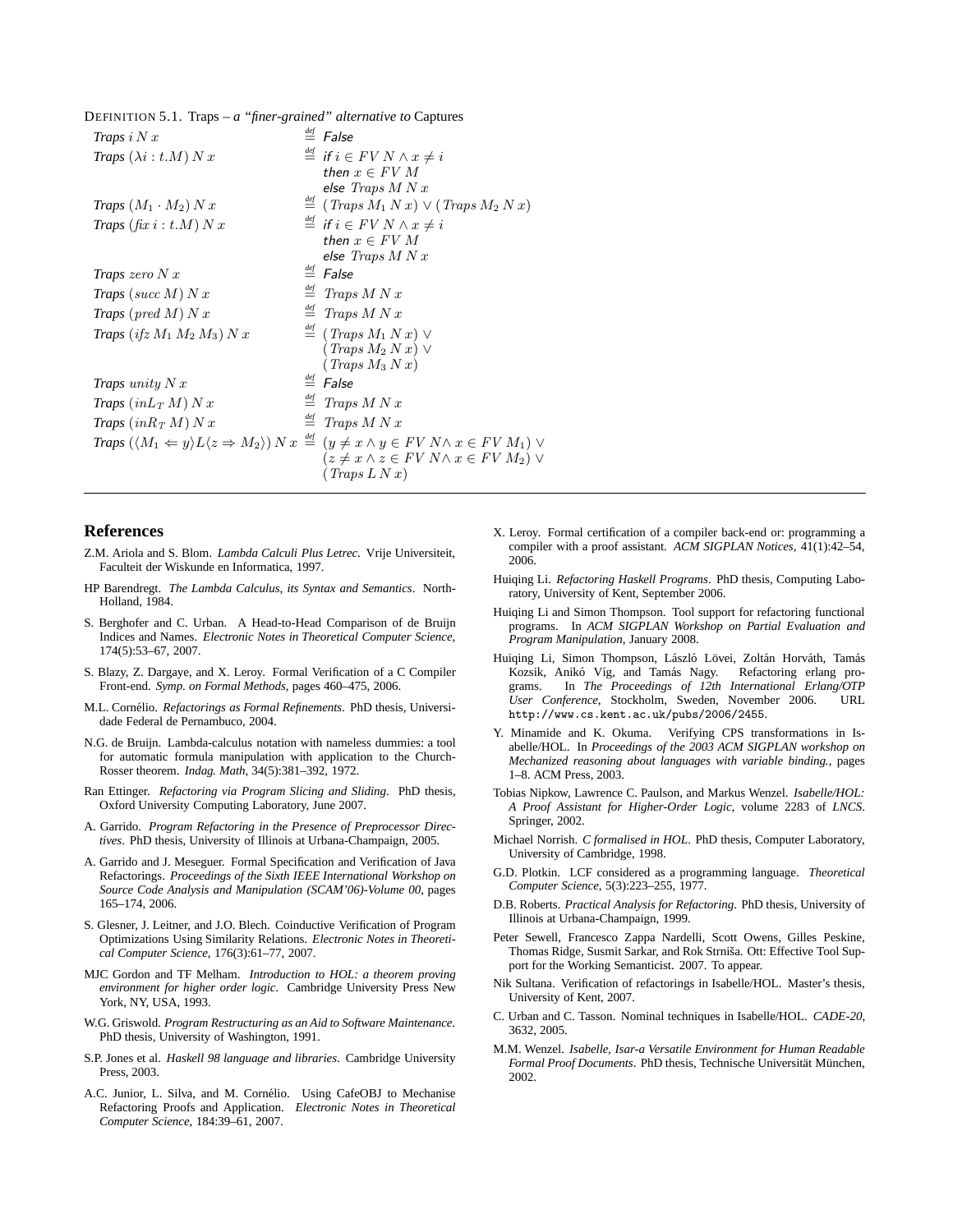DEFINITION 5.1. Traps – *a "finer-grained" alternative to* Captures

$$
\begin{array}{lcl}
\textit{Traps}\ i\ N\ x & \stackrel{def}{=} & \textsf{False} \\
\textit{Traps}\ (\lambda i : t.M)\ N\ x & \stackrel{def}{=} & \textsf{if}\ i \in FV\ N \wedge x \neq i \\
 & & \textsf{then}\ x \in FV\ M \\
 & & \textsf{else}\ \textit{Traps}\ M\ N\ x \\
\textit{Traps}\ (M_1 \cdot M_2)\ N\ x & \stackrel{def}{=} & (\textit{Traps}\ M_1\ N\ x) \vee (\textit{Traps}\ M_2\ N\ x) \\
\textit{Traps}\ (\textit{fix}\ i : t.M)\ N\ x & \stackrel{def}{=} & \textsf{if}\ i \in FV\ N \wedge x \neq i \\
 & & \textsf{then}\ x \in FV\ M \\
 & & \textsf{else}\ \textit{Traps}\ M\ N\ x \\
\textit{Traps}\ \textit{zero}\ N\ x & \stackrel{def}{=} & \textsf{False} \\
\textit{Traps}\ (\textit{succ}\ M)\ N\ x & \stackrel{def}{=} & \textit{Traps}\ M\ N\ x \\
\textit{Traps}\ (\textit{pred}\ M)\ N\ x & \stackrel{def}{=} & \textit{Traps}\ M\ N\ x \\
\textit{Traps}\ (\textit{ifz}\ M_1\ M_2\ M_3)\ N\ x & \stackrel{def}{=} & (\textit{Traps}\ M_1\ N\ x) \vee \\
 & & (\textit{Traps}\ M_2\ N\ x) \vee \\
 & & (\textit{Traps}\ M_3\ N\ x) \\
\textit{Traps}\ \textit{unity}\ N\ x & \stackrel{def}{=} & \textsf{False} \\
\textit{Traps}\ (\textit{inL}_T\ M)\ N\ x & \stackrel{def}{=} & \textit{Traps}\ M\ N\ x \\
\textit{Traps}\ (\textit{inR}_T\ M)\ N\ x & \stackrel{def}{=} & \textit{Traps}\ M\ N\ x \\
\textit{Traps}\ (\langle M_1 \Leftarrow y \rangle L \langle z \Rightarrow M_2 \rangle)\ N\ x & \stackrel{def}{=} & (y \neq x \wedge y \in FV\ N \wedge x \in FV\ M_1) \vee \\
 & & (z \neq x \wedge z \in FV\ N \wedge x \in FV\ M_2) \vee \\
 & & (\textit{Traps}\ L\ N\ x)
\end{array}
$$

## References

Z.M. Ariola and S. Blom. *Lambda Calculi Plus Letrec*. Vrije Universiteit, Faculteit der Wiskunde en Informatica, 1997.

HP Barendregt. *The Lambda Calculus, its Syntax and Semantics*. North-Holland, 1984.

S. Berghofer and C. Urban. A Head-to-Head Comparison of de Bruijn Indices and Names. *Electronic Notes in Theoretical Computer Science*, 174(5):53–67, 2007.

S. Blazy, Z. Dargaye, and X. Leroy. Formal Verification of a C Compiler Front-end. *Symp. on Formal Methods*, pages 460–475, 2006.

M.L. Cornélio. *Refactorings as Formal Refinements*. PhD thesis, Universidade Federal de Pernambuco, 2004.

N.G. de Bruijn. Lambda-calculus notation with nameless dummies: a tool for automatic formula manipulation with application to the Church-Rosser theorem. *Indag. Math*, 34(5):381–392, 1972.

Ran Ettinger. *Refactoring via Program Slicing and Sliding*. PhD thesis, Oxford University Computing Laboratory, June 2007.

A. Garrido. *Program Refactoring in the Presence of Preprocessor Directives*. PhD thesis, University of Illinois at Urbana-Champaign, 2005.

A. Garrido and J. Meseguer. Formal Specification and Verification of Java Refactorings. *Proceedings of the Sixth IEEE International Workshop on Source Code Analysis and Manipulation (SCAM'06)-Volume 00*, pages 165–174, 2006.

S. Glesner, J. Leitner, and J.O. Blech. Coinductive Verification of Program Optimizations Using Similarity Relations. *Electronic Notes in Theoretical Computer Science*, 176(3):61–77, 2007.

MJC Gordon and TF Melham. *Introduction to HOL: a theorem proving environment for higher order logic*. Cambridge University Press New York, NY, USA, 1993.

W.G. Griswold. *Program Restructuring as an Aid to Software Maintenance*. PhD thesis, University of Washington, 1991.

S.P. Jones et al. *Haskell 98 language and libraries*. Cambridge University Press, 2003.

A.C. Junior, L. Silva, and M. Cornélio. Using CafeOBJ to Mechanise Refactoring Proofs and Application. *Electronic Notes in Theoretical Computer Science*, 184:39–61, 2007.

X. Leroy. Formal certification of a compiler back-end or: programming a compiler with a proof assistant. *ACM SIGPLAN Notices*, 41(1):42–54, 2006.

Huiqing Li. *Refactoring Haskell Programs*. PhD thesis, Computing Laboratory, University of Kent, September 2006.

Huiqing Li and Simon Thompson. Tool support for refactoring functional programs. In *ACM SIGPLAN Workshop on Partial Evaluation and Program Manipulation*, January 2008.

Huiqing Li, Simon Thompson, László Lövei, Zoltán Horváth, Tamás Kozsik, Anikó Víg, and Tamás Nagy. Refactoring erlang programs. In *The Proceedings of 12th International Erlang/OTP User Conference*, Stockholm, Sweden, November 2006. URL http://www.cs.kent.ac.uk/pubs/2006/2455.

Y. Minamide and K. Okuma. Verifying CPS transformations in Isabelle/HOL. In *Proceedings of the 2003 ACM SIGPLAN workshop on Mechanized reasoning about languages with variable binding.*, pages 1–8. ACM Press, 2003.

Tobias Nipkow, Lawrence C. Paulson, and Markus Wenzel. *Isabelle/HOL: A Proof Assistant for Higher-Order Logic*, volume 2283 of *LNCS*. Springer, 2002.

Michael Norrish. *C formalised in HOL*. PhD thesis, Computer Laboratory, University of Cambridge, 1998.

G.D. Plotkin. LCF considered as a programming language. *Theoretical Computer Science*, 5(3):223–255, 1977.

D.B. Roberts. *Practical Analysis for Refactoring*. PhD thesis, University of Illinois at Urbana-Champaign, 1999.

Peter Sewell, Francesco Zappa Nardelli, Scott Owens, Gilles Peskine, Thomas Ridge, Susmit Sarkar, and Rok Strniša. Ott: Effective Tool Support for the Working Semanticist. 2007. To appear.

Nik Sultana. Verification of refactorings in Isabelle/HOL. Master's thesis, University of Kent, 2007.

C. Urban and C. Tasson. Nominal techniques in Isabelle/HOL. *CADE-20*, 3632, 2005.

M.M. Wenzel. *Isabelle, Isar-a Versatile Environment for Human Readable Formal Proof Documents*. PhD thesis, Technische Universität München, 2002.